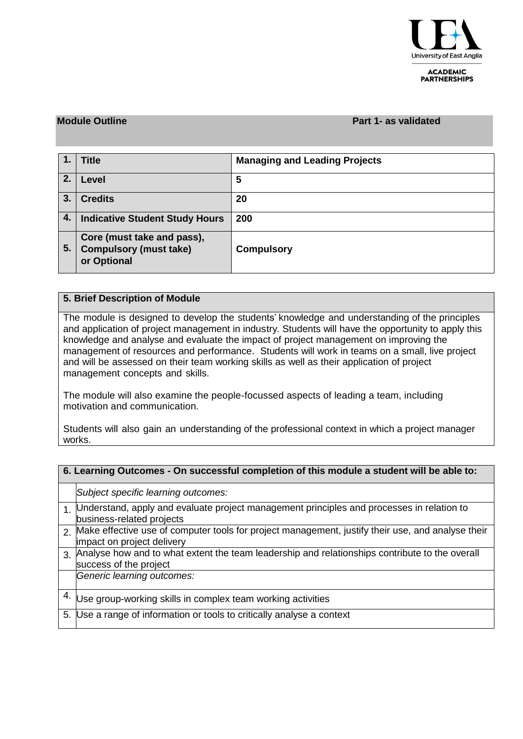University of East Anglia

ACADEMIC PARTNERSHIPS

**Module Outline** **Part 1- as validated**

| | | |
|---|---|---|
| **1.** | **Title** | **Managing and Leading Projects** |
| **2.** | **Level** | **5** |
| **3.** | **Credits** | **20** |
| **4.** | **Indicative Student Study Hours** | **200** |
| **5.** | **Core (must take and pass), Compulsory (must take) or Optional** | **Compulsory** |

## 5. Brief Description of Module

The module is designed to develop the students' knowledge and understanding of the principles and application of project management in industry. Students will have the opportunity to apply this knowledge and analyse and evaluate the impact of project management on improving the management of resources and performance. Students will work in teams on a small, live project and will be assessed on their team working skills as well as their application of project management concepts and skills.

The module will also examine the people-focussed aspects of leading a team, including motivation and communication.

Students will also gain an understanding of the professional context in which a project manager works.

## 6. Learning Outcomes - On successful completion of this module a student will be able to:

| | |
|---|---|
| | *Subject specific learning outcomes:* |
| 1. | Understand, apply and evaluate project management principles and processes in relation to business-related projects |
| 2. | Make effective use of computer tools for project management, justify their use, and analyse their impact on project delivery |
| 3. | Analyse how and to what extent the team leadership and relationships contribute to the overall success of the project |
| | *Generic learning outcomes:* |
| 4. | Use group-working skills in complex team working activities |
| 5. | Use a range of information or tools to critically analyse a context |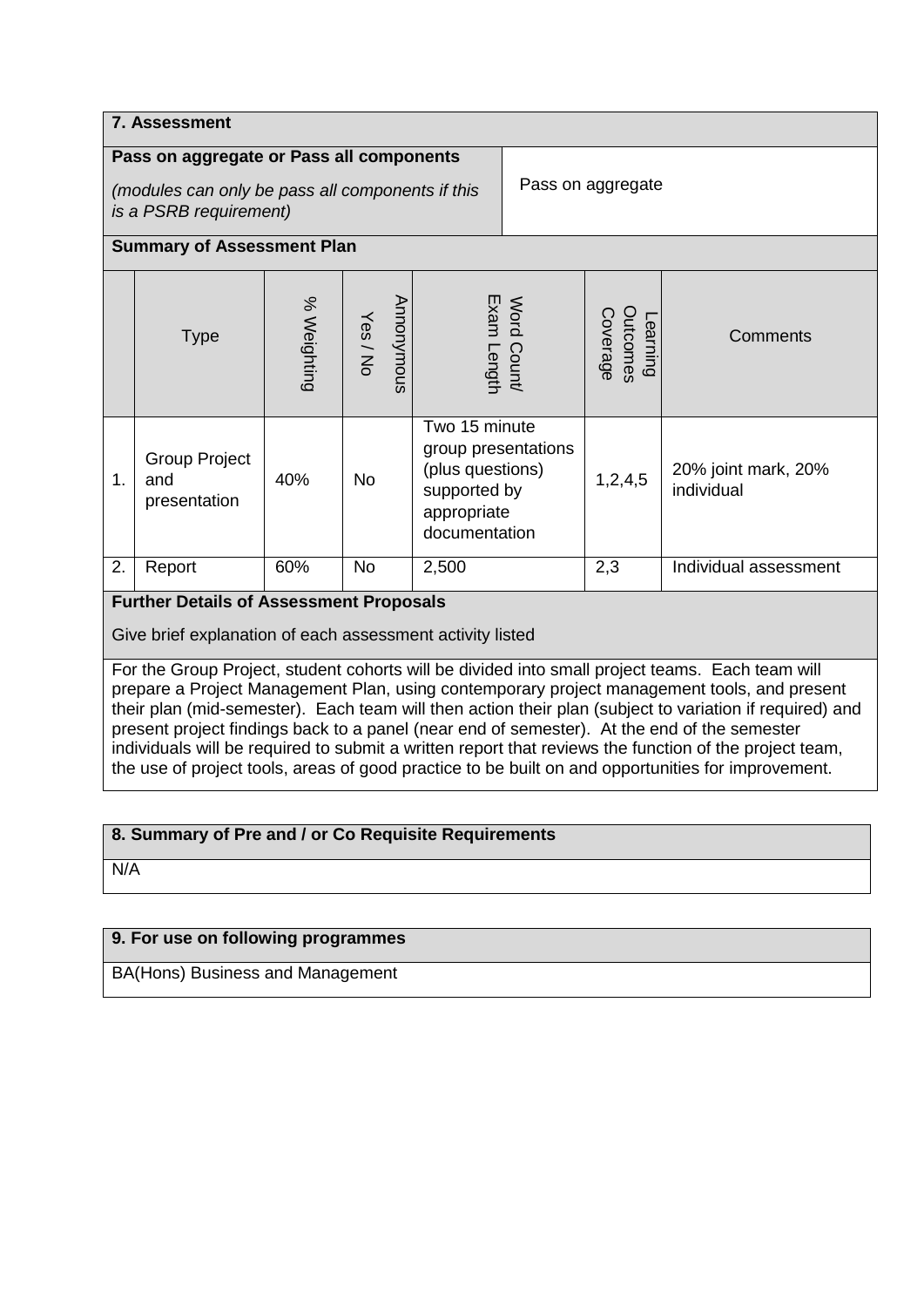## 7. Assessment

**Pass on aggregate or Pass all components**

*(modules can only be pass all components if this is a PSRB requirement)*

Pass on aggregate

**Summary of Assessment Plan**

| | Type | % Weighting | Annonymous Yes / No | Word Count/ Exam Length | Learning Outcomes Coverage | Comments |
|---|---|---|---|---|---|---|
| 1. | Group Project and presentation | 40% | No | Two 15 minute group presentations (plus questions) supported by appropriate documentation | 1,2,4,5 | 20% joint mark, 20% individual |
| 2. | Report | 60% | No | 2,500 | 2,3 | Individual assessment |

**Further Details of Assessment Proposals**

Give brief explanation of each assessment activity listed

For the Group Project, student cohorts will be divided into small project teams. Each team will prepare a Project Management Plan, using contemporary project management tools, and present their plan (mid-semester). Each team will then action their plan (subject to variation if required) and present project findings back to a panel (near end of semester). At the end of the semester individuals will be required to submit a written report that reviews the function of the project team, the use of project tools, areas of good practice to be built on and opportunities for improvement.

## 8. Summary of Pre and / or Co Requisite Requirements

N/A

## 9. For use on following programmes

BA(Hons) Business and Management